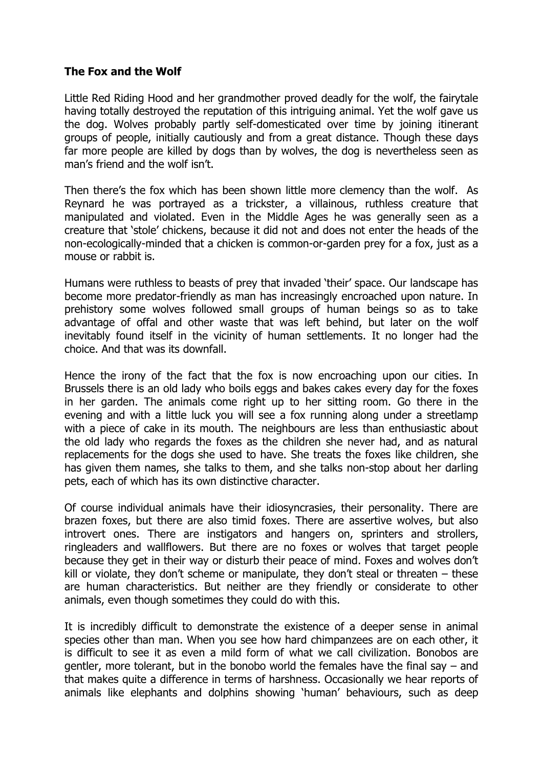**The Fox and the Wolf**

Little Red Riding Hood and her grandmother proved deadly for the wolf, the fairytale having totally destroyed the reputation of this intriguing animal. Yet the wolf gave us the dog. Wolves probably partly self-domesticated over time by joining itinerant groups of people, initially cautiously and from a great distance. Though these days far more people are killed by dogs than by wolves, the dog is nevertheless seen as man's friend and the wolf isn't.

Then there's the fox which has been shown little more clemency than the wolf. As Reynard he was portrayed as a trickster, a villainous, ruthless creature that manipulated and violated. Even in the Middle Ages he was generally seen as a creature that 'stole' chickens, because it did not and does not enter the heads of the non-ecologically-minded that a chicken is common-or-garden prey for a fox, just as a mouse or rabbit is.

Humans were ruthless to beasts of prey that invaded 'their' space. Our landscape has become more predator-friendly as man has increasingly encroached upon nature. In prehistory some wolves followed small groups of human beings so as to take advantage of offal and other waste that was left behind, but later on the wolf inevitably found itself in the vicinity of human settlements. It no longer had the choice. And that was its downfall.

Hence the irony of the fact that the fox is now encroaching upon our cities. In Brussels there is an old lady who boils eggs and bakes cakes every day for the foxes in her garden. The animals come right up to her sitting room. Go there in the evening and with a little luck you will see a fox running along under a streetlamp with a piece of cake in its mouth. The neighbours are less than enthusiastic about the old lady who regards the foxes as the children she never had, and as natural replacements for the dogs she used to have. She treats the foxes like children, she has given them names, she talks to them, and she talks non-stop about her darling pets, each of which has its own distinctive character.

Of course individual animals have their idiosyncrasies, their personality. There are brazen foxes, but there are also timid foxes. There are assertive wolves, but also introvert ones. There are instigators and hangers on, sprinters and strollers, ringleaders and wallflowers. But there are no foxes or wolves that target people because they get in their way or disturb their peace of mind. Foxes and wolves don't kill or violate, they don't scheme or manipulate, they don't steal or threaten – these are human characteristics. But neither are they friendly or considerate to other animals, even though sometimes they could do with this.

It is incredibly difficult to demonstrate the existence of a deeper sense in animal species other than man. When you see how hard chimpanzees are on each other, it is difficult to see it as even a mild form of what we call civilization. Bonobos are gentler, more tolerant, but in the bonobo world the females have the final say – and that makes quite a difference in terms of harshness. Occasionally we hear reports of animals like elephants and dolphins showing 'human' behaviours, such as deep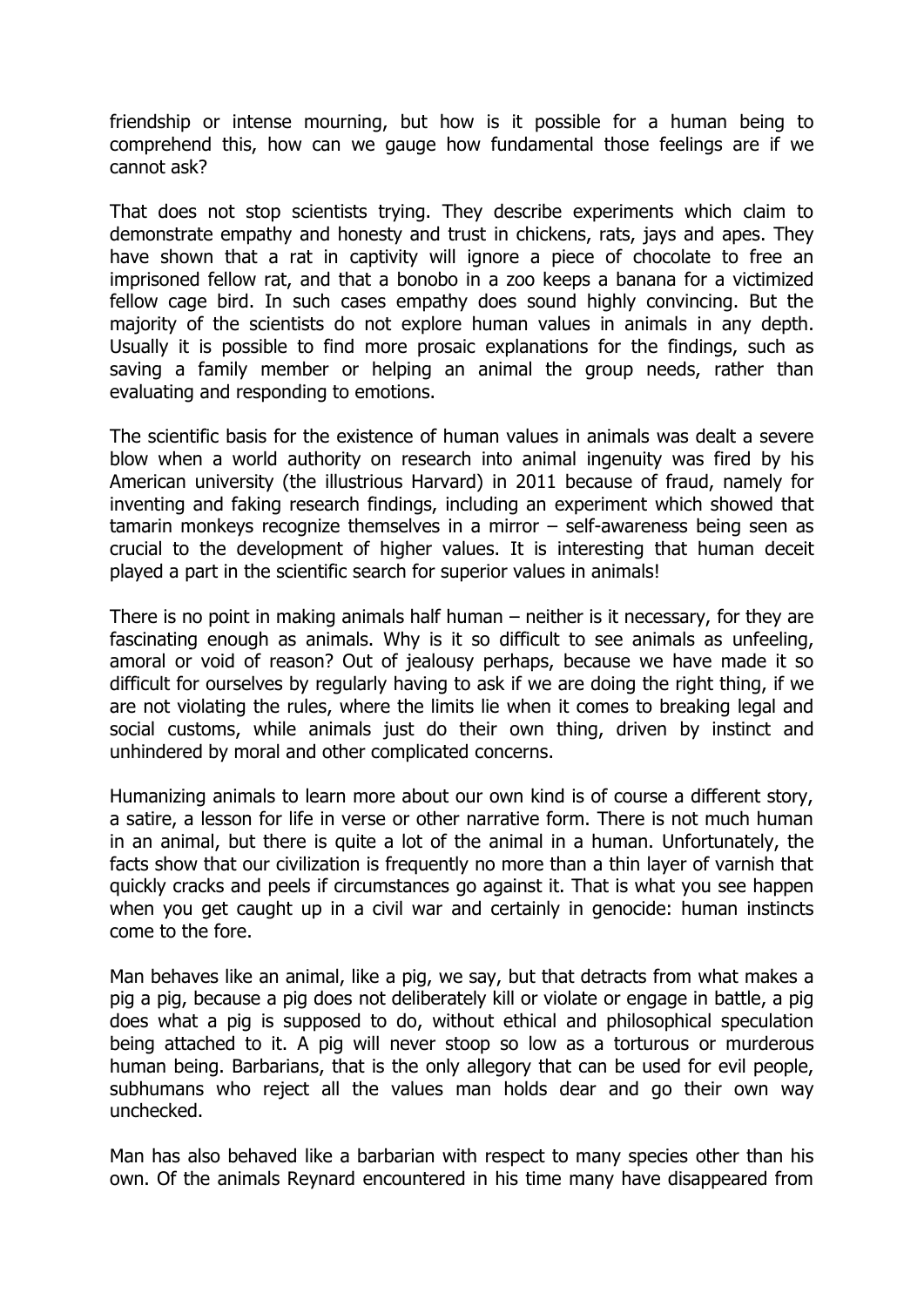friendship or intense mourning, but how is it possible for a human being to comprehend this, how can we gauge how fundamental those feelings are if we cannot ask?

That does not stop scientists trying. They describe experiments which claim to demonstrate empathy and honesty and trust in chickens, rats, jays and apes. They have shown that a rat in captivity will ignore a piece of chocolate to free an imprisoned fellow rat, and that a bonobo in a zoo keeps a banana for a victimized fellow cage bird. In such cases empathy does sound highly convincing. But the majority of the scientists do not explore human values in animals in any depth. Usually it is possible to find more prosaic explanations for the findings, such as saving a family member or helping an animal the group needs, rather than evaluating and responding to emotions.

The scientific basis for the existence of human values in animals was dealt a severe blow when a world authority on research into animal ingenuity was fired by his American university (the illustrious Harvard) in 2011 because of fraud, namely for inventing and faking research findings, including an experiment which showed that tamarin monkeys recognize themselves in a mirror – self-awareness being seen as crucial to the development of higher values. It is interesting that human deceit played a part in the scientific search for superior values in animals!

There is no point in making animals half human – neither is it necessary, for they are fascinating enough as animals. Why is it so difficult to see animals as unfeeling, amoral or void of reason? Out of jealousy perhaps, because we have made it so difficult for ourselves by regularly having to ask if we are doing the right thing, if we are not violating the rules, where the limits lie when it comes to breaking legal and social customs, while animals just do their own thing, driven by instinct and unhindered by moral and other complicated concerns.

Humanizing animals to learn more about our own kind is of course a different story, a satire, a lesson for life in verse or other narrative form. There is not much human in an animal, but there is quite a lot of the animal in a human. Unfortunately, the facts show that our civilization is frequently no more than a thin layer of varnish that quickly cracks and peels if circumstances go against it. That is what you see happen when you get caught up in a civil war and certainly in genocide: human instincts come to the fore.

Man behaves like an animal, like a pig, we say, but that detracts from what makes a pig a pig, because a pig does not deliberately kill or violate or engage in battle, a pig does what a pig is supposed to do, without ethical and philosophical speculation being attached to it. A pig will never stoop so low as a torturous or murderous human being. Barbarians, that is the only allegory that can be used for evil people, subhumans who reject all the values man holds dear and go their own way unchecked.

Man has also behaved like a barbarian with respect to many species other than his own. Of the animals Reynard encountered in his time many have disappeared from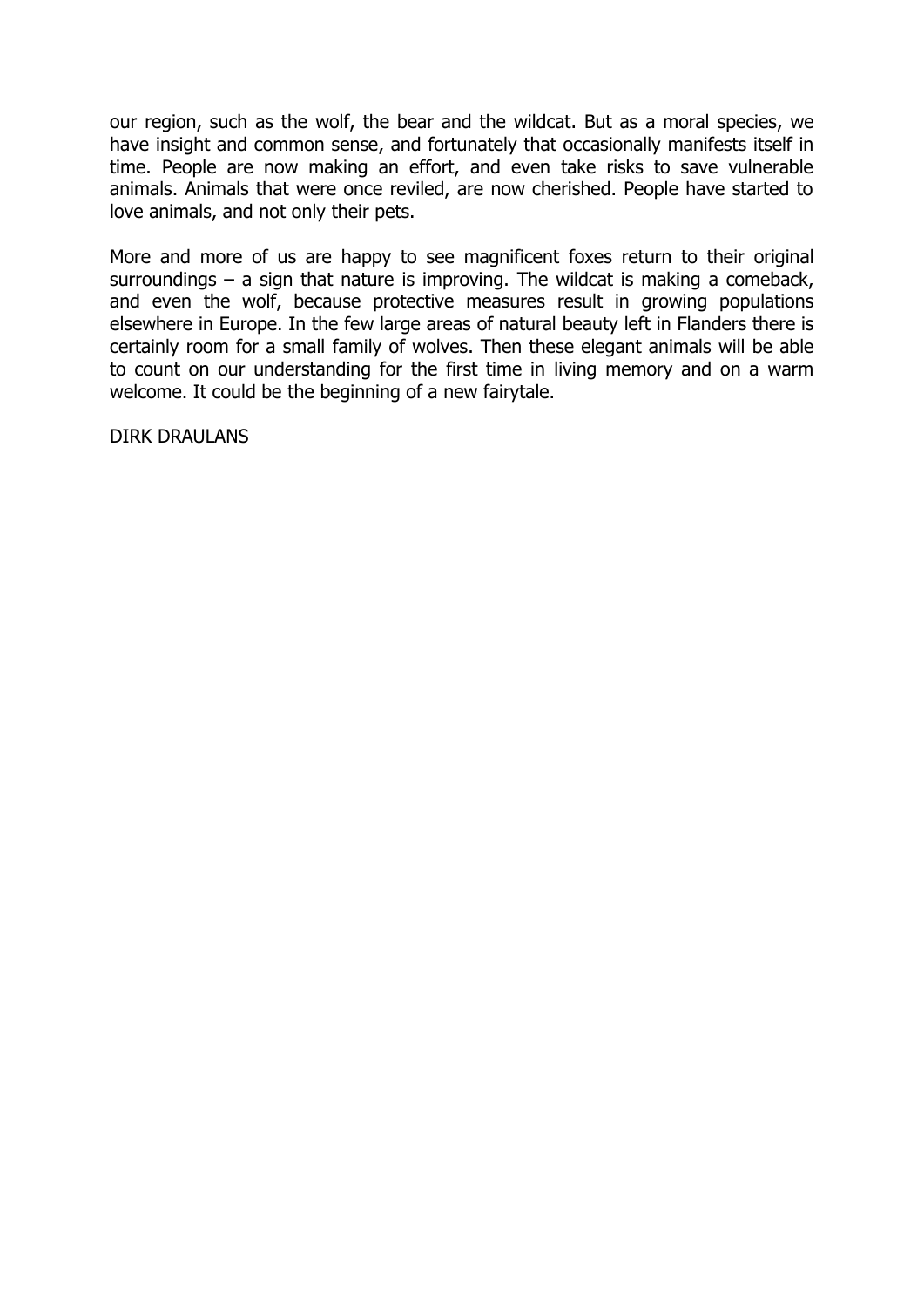our region, such as the wolf, the bear and the wildcat. But as a moral species, we have insight and common sense, and fortunately that occasionally manifests itself in time. People are now making an effort, and even take risks to save vulnerable animals. Animals that were once reviled, are now cherished. People have started to love animals, and not only their pets.

More and more of us are happy to see magnificent foxes return to their original surroundings – a sign that nature is improving. The wildcat is making a comeback, and even the wolf, because protective measures result in growing populations elsewhere in Europe. In the few large areas of natural beauty left in Flanders there is certainly room for a small family of wolves. Then these elegant animals will be able to count on our understanding for the first time in living memory and on a warm welcome. It could be the beginning of a new fairytale.

DIRK DRAULANS